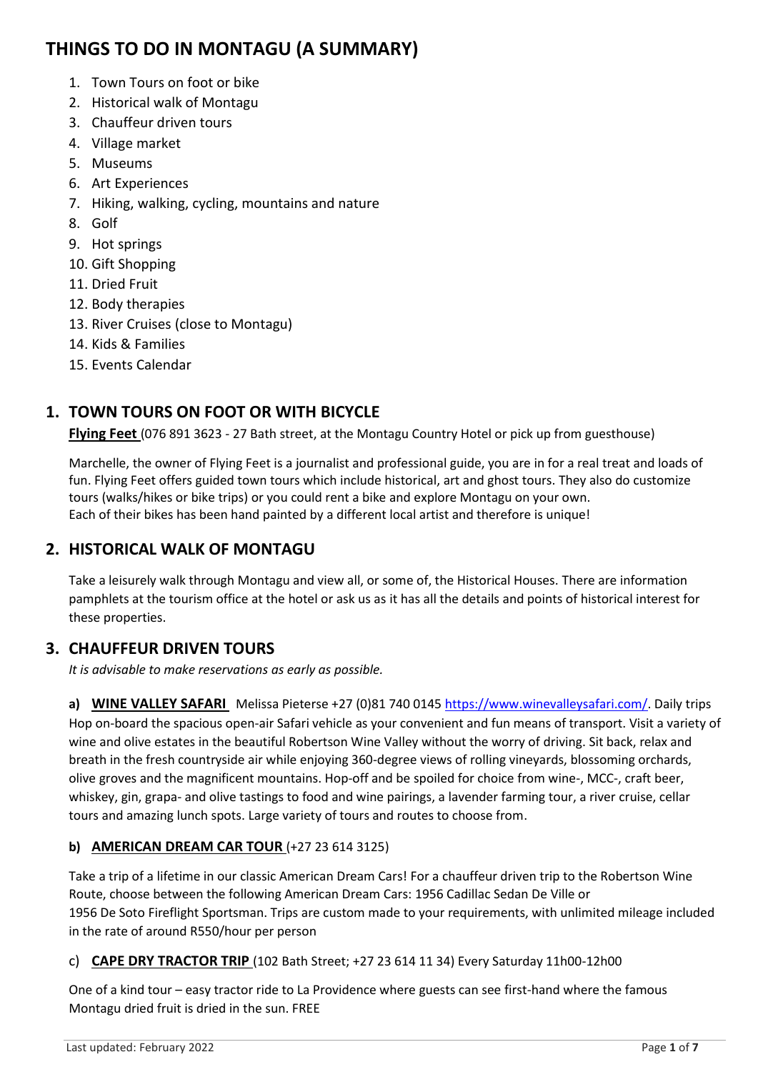# THINGS TO DO IN MONTAGU (A SUMMARY)

1. Town Tours on foot or bike
2. Historical walk of Montagu
3. Chauffeur driven tours
4. Village market
5. Museums
6. Art Experiences
7. Hiking, walking, cycling, mountains and nature
8. Golf
9. Hot springs
10. Gift Shopping
11. Dried Fruit
12. Body therapies
13. River Cruises (close to Montagu)
14. Kids & Families
15. Events Calendar

## 1. TOWN TOURS ON FOOT OR WITH BICYCLE

**Flying Feet** (076 891 3623 - 27 Bath street, at the Montagu Country Hotel or pick up from guesthouse)

Marchelle, the owner of Flying Feet is a journalist and professional guide, you are in for a real treat and loads of fun. Flying Feet offers guided town tours which include historical, art and ghost tours. They also do customize tours (walks/hikes or bike trips) or you could rent a bike and explore Montagu on your own.
Each of their bikes has been hand painted by a different local artist and therefore is unique!

## 2. HISTORICAL WALK OF MONTAGU

Take a leisurely walk through Montagu and view all, or some of, the Historical Houses. There are information pamphlets at the tourism office at the hotel or ask us as it has all the details and points of historical interest for these properties.

## 3. CHAUFFEUR DRIVEN TOURS

*It is advisable to make reservations as early as possible.*

**a) WINE VALLEY SAFARI** Melissa Pieterse +27 (0)81 740 0145 https://www.winevalleysafari.com/. Daily trips
Hop on-board the spacious open-air Safari vehicle as your convenient and fun means of transport. Visit a variety of wine and olive estates in the beautiful Robertson Wine Valley without the worry of driving. Sit back, relax and breath in the fresh countryside air while enjoying 360-degree views of rolling vineyards, blossoming orchards, olive groves and the magnificent mountains. Hop-off and be spoiled for choice from wine-, MCC-, craft beer, whiskey, gin, grapa- and olive tastings to food and wine pairings, a lavender farming tour, a river cruise, cellar tours and amazing lunch spots. Large variety of tours and routes to choose from.

**b) AMERICAN DREAM CAR TOUR** (+27 23 614 3125)

Take a trip of a lifetime in our classic American Dream Cars! For a chauffeur driven trip to the Robertson Wine Route, choose between the following American Dream Cars: 1956 Cadillac Sedan De Ville or
1956 De Soto Fireflight Sportsman. Trips are custom made to your requirements, with unlimited mileage included in the rate of around R550/hour per person

c) **CAPE DRY TRACTOR TRIP** (102 Bath Street; +27 23 614 11 34) Every Saturday 11h00-12h00

One of a kind tour – easy tractor ride to La Providence where guests can see first-hand where the famous Montagu dried fruit is dried in the sun. FREE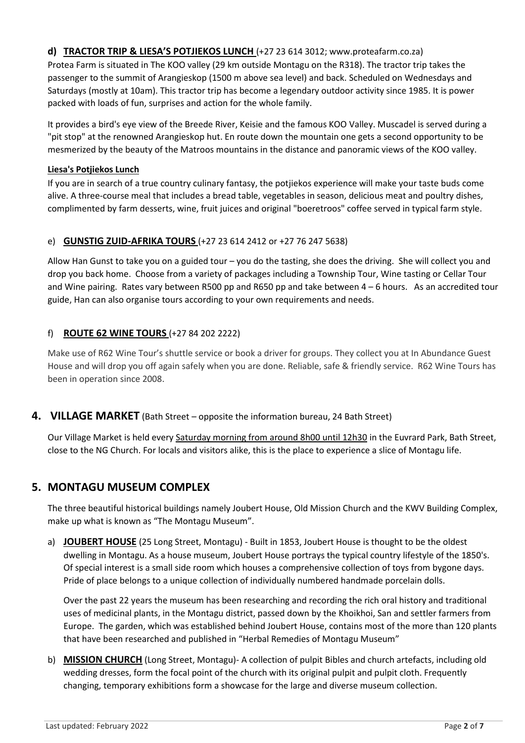### d) **TRACTOR TRIP & LIESA'S POTJIEKOS LUNCH** (+27 23 614 3012; www.proteafarm.co.za)

Protea Farm is situated in The KOO valley (29 km outside Montagu on the R318). The tractor trip takes the passenger to the summit of Arangieskop (1500 m above sea level) and back. Scheduled on Wednesdays and Saturdays (mostly at 10am). This tractor trip has become a legendary outdoor activity since 1985. It is power packed with loads of fun, surprises and action for the whole family.

It provides a bird's eye view of the Breede River, Keisie and the famous KOO Valley. Muscadel is served during a "pit stop" at the renowned Arangieskop hut. En route down the mountain one gets a second opportunity to be mesmerized by the beauty of the Matroos mountains in the distance and panoramic views of the KOO valley.

**Liesa's Potjiekos Lunch**

If you are in search of a true country culinary fantasy, the potjiekos experience will make your taste buds come alive. A three-course meal that includes a bread table, vegetables in season, delicious meat and poultry dishes, complimented by farm desserts, wine, fruit juices and original "boeretroos" coffee served in typical farm style.

### e) **GUNSTIG ZUID-AFRIKA TOURS** (+27 23 614 2412 or +27 76 247 5638)

Allow Han Gunst to take you on a guided tour – you do the tasting, she does the driving. She will collect you and drop you back home. Choose from a variety of packages including a Township Tour, Wine tasting or Cellar Tour and Wine pairing. Rates vary between R500 pp and R650 pp and take between 4 – 6 hours. As an accredited tour guide, Han can also organise tours according to your own requirements and needs.

### f) **ROUTE 62 WINE TOURS** (+27 84 202 2222)

Make use of R62 Wine Tour's shuttle service or book a driver for groups. They collect you at In Abundance Guest House and will drop you off again safely when you are done. Reliable, safe & friendly service. R62 Wine Tours has been in operation since 2008.

## 4. VILLAGE MARKET (Bath Street – opposite the information bureau, 24 Bath Street)

Our Village Market is held every Saturday morning from around 8h00 until 12h30 in the Euvrard Park, Bath Street, close to the NG Church. For locals and visitors alike, this is the place to experience a slice of Montagu life.

## 5. MONTAGU MUSEUM COMPLEX

The three beautiful historical buildings namely Joubert House, Old Mission Church and the KWV Building Complex, make up what is known as "The Montagu Museum".

a) **JOUBERT HOUSE** (25 Long Street, Montagu) - Built in 1853, Joubert House is thought to be the oldest dwelling in Montagu. As a house museum, Joubert House portrays the typical country lifestyle of the 1850's. Of special interest is a small side room which houses a comprehensive collection of toys from bygone days. Pride of place belongs to a unique collection of individually numbered handmade porcelain dolls.

   Over the past 22 years the museum has been researching and recording the rich oral history and traditional uses of medicinal plants, in the Montagu district, passed down by the Khoikhoi, San and settler farmers from Europe. The garden, which was established behind Joubert House, contains most of the more than 120 plants that have been researched and published in "Herbal Remedies of Montagu Museum"

b) **MISSION CHURCH** (Long Street, Montagu)- A collection of pulpit Bibles and church artefacts, including old wedding dresses, form the focal point of the church with its original pulpit and pulpit cloth. Frequently changing, temporary exhibitions form a showcase for the large and diverse museum collection.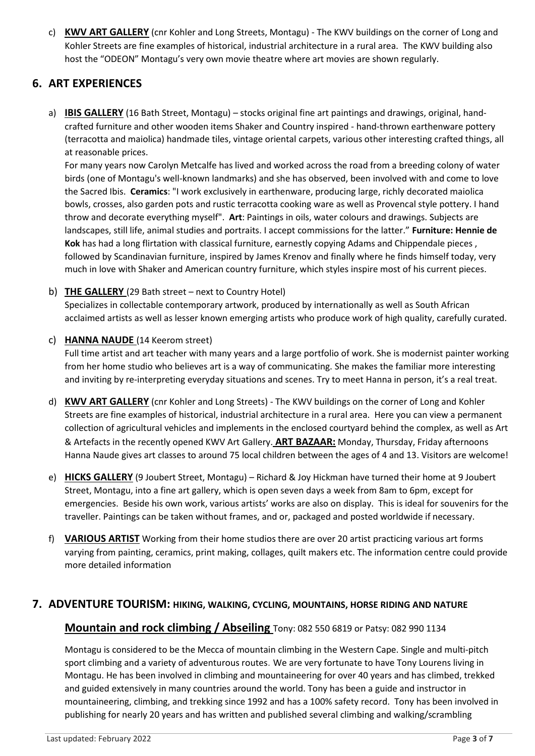c) **KWV ART GALLERY** (cnr Kohler and Long Streets, Montagu) - The KWV buildings on the corner of Long and Kohler Streets are fine examples of historical, industrial architecture in a rural area. The KWV building also host the "ODEON" Montagu's very own movie theatre where art movies are shown regularly.

## 6. ART EXPERIENCES

a) **IBIS GALLERY** (16 Bath Street, Montagu) – stocks original fine art paintings and drawings, original, hand-crafted furniture and other wooden items Shaker and Country inspired - hand-thrown earthenware pottery (terracotta and maiolica) handmade tiles, vintage oriental carpets, various other interesting crafted things, all at reasonable prices.

For many years now Carolyn Metcalfe has lived and worked across the road from a breeding colony of water birds (one of Montagu's well-known landmarks) and she has observed, been involved with and come to love the Sacred Ibis. **Ceramics**: "I work exclusively in earthenware, producing large, richly decorated maiolica bowls, crosses, also garden pots and rustic terracotta cooking ware as well as Provencal style pottery. I hand throw and decorate everything myself". **Art**: Paintings in oils, water colours and drawings. Subjects are landscapes, still life, animal studies and portraits. I accept commissions for the latter." **Furniture: Hennie de Kok** has had a long flirtation with classical furniture, earnestly copying Adams and Chippendale pieces , followed by Scandinavian furniture, inspired by James Krenov and finally where he finds himself today, very much in love with Shaker and American country furniture, which styles inspire most of his current pieces.

b) **THE GALLERY** (29 Bath street – next to Country Hotel)
Specializes in collectable contemporary artwork, produced by internationally as well as South African acclaimed artists as well as lesser known emerging artists who produce work of high quality, carefully curated.

c) **HANNA NAUDE** (14 Keerom street)
Full time artist and art teacher with many years and a large portfolio of work. She is modernist painter working from her home studio who believes art is a way of communicating. She makes the familiar more interesting and inviting by re-interpreting everyday situations and scenes. Try to meet Hanna in person, it's a real treat.

d) **KWV ART GALLERY** (cnr Kohler and Long Streets) - The KWV buildings on the corner of Long and Kohler Streets are fine examples of historical, industrial architecture in a rural area. Here you can view a permanent collection of agricultural vehicles and implements in the enclosed courtyard behind the complex, as well as Art & Artefacts in the recently opened KWV Art Gallery. **ART BAZAAR:** Monday, Thursday, Friday afternoons Hanna Naude gives art classes to around 75 local children between the ages of 4 and 13. Visitors are welcome!

e) **HICKS GALLERY** (9 Joubert Street, Montagu) – Richard & Joy Hickman have turned their home at 9 Joubert Street, Montagu, into a fine art gallery, which is open seven days a week from 8am to 6pm, except for emergencies. Beside his own work, various artists' works are also on display. This is ideal for souvenirs for the traveller. Paintings can be taken without frames, and or, packaged and posted worldwide if necessary.

f) **VARIOUS ARTIST** Working from their home studios there are over 20 artist practicing various art forms varying from painting, ceramics, print making, collages, quilt makers etc. The information centre could provide more detailed information

## 7. ADVENTURE TOURISM: HIKING, WALKING, CYCLING, MOUNTAINS, HORSE RIDING AND NATURE

### Mountain and rock climbing / Abseiling Tony: 082 550 6819 or Patsy: 082 990 1134

Montagu is considered to be the Mecca of mountain climbing in the Western Cape. Single and multi-pitch sport climbing and a variety of adventurous routes. We are very fortunate to have Tony Lourens living in Montagu. He has been involved in climbing and mountaineering for over 40 years and has climbed, trekked and guided extensively in many countries around the world. Tony has been a guide and instructor in mountaineering, climbing, and trekking since 1992 and has a 100% safety record. Tony has been involved in publishing for nearly 20 years and has written and published several climbing and walking/scrambling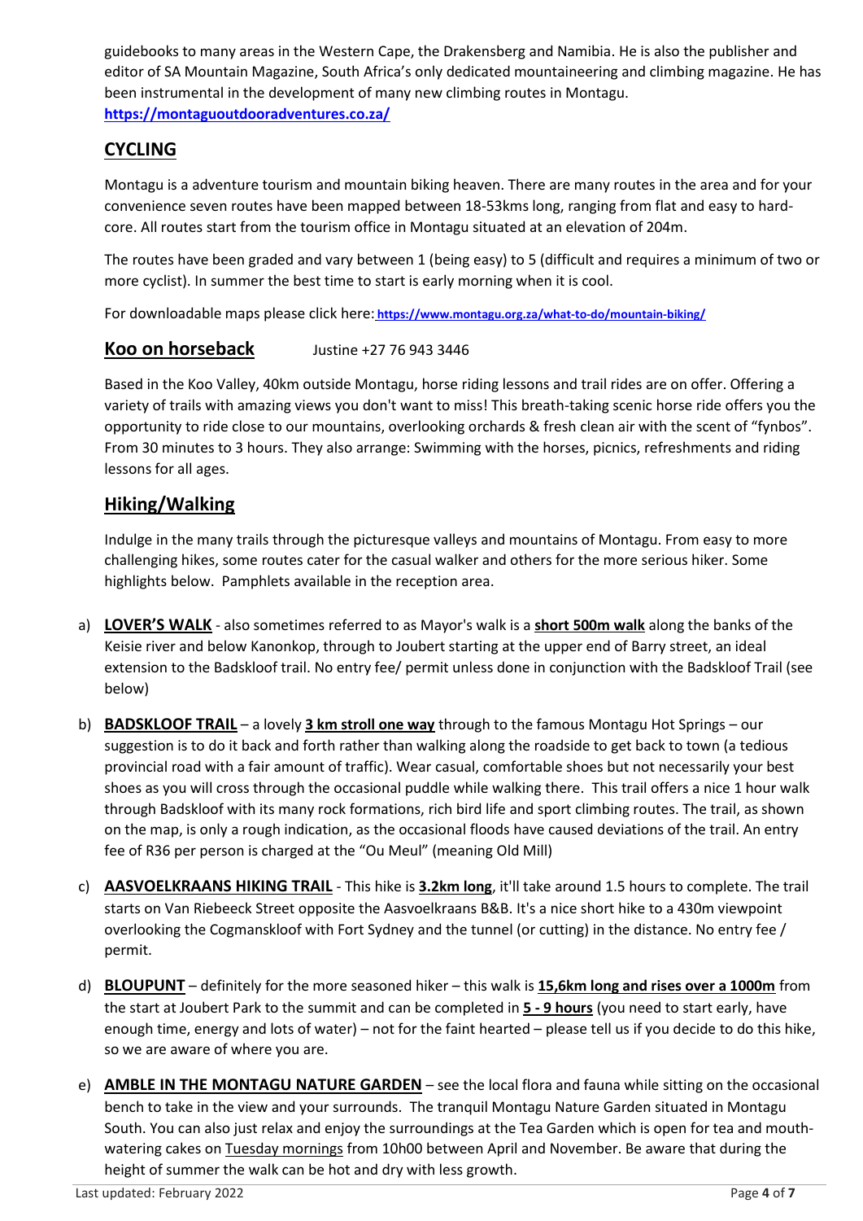guidebooks to many areas in the Western Cape, the Drakensberg and Namibia. He is also the publisher and editor of SA Mountain Magazine, South Africa's only dedicated mountaineering and climbing magazine. He has been instrumental in the development of many new climbing routes in Montagu.
**https://montaguoutdooradventures.co.za/**

## CYCLING

Montagu is a adventure tourism and mountain biking heaven. There are many routes in the area and for your convenience seven routes have been mapped between 18-53kms long, ranging from flat and easy to hard-core. All routes start from the tourism office in Montagu situated at an elevation of 204m.

The routes have been graded and vary between 1 (being easy) to 5 (difficult and requires a minimum of two or more cyclist). In summer the best time to start is early morning when it is cool.

For downloadable maps please click here: **https://www.montagu.org.za/what-to-do/mountain-biking/**

## Koo on horseback

Justine +27 76 943 3446

Based in the Koo Valley, 40km outside Montagu, horse riding lessons and trail rides are on offer. Offering a variety of trails with amazing views you don't want to miss! This breath-taking scenic horse ride offers you the opportunity to ride close to our mountains, overlooking orchards & fresh clean air with the scent of "fynbos". From 30 minutes to 3 hours. They also arrange: Swimming with the horses, picnics, refreshments and riding lessons for all ages.

## Hiking/Walking

Indulge in the many trails through the picturesque valleys and mountains of Montagu. From easy to more challenging hikes, some routes cater for the casual walker and others for the more serious hiker. Some highlights below. Pamphlets available in the reception area.

a) **LOVER'S WALK** - also sometimes referred to as Mayor's walk is a **short 500m walk** along the banks of the Keisie river and below Kanonkop, through to Joubert starting at the upper end of Barry street, an ideal extension to the Badskloof trail. No entry fee/ permit unless done in conjunction with the Badskloof Trail (see below)

b) **BADSKLOOF TRAIL** – a lovely **3 km stroll one way** through to the famous Montagu Hot Springs – our suggestion is to do it back and forth rather than walking along the roadside to get back to town (a tedious provincial road with a fair amount of traffic). Wear casual, comfortable shoes but not necessarily your best shoes as you will cross through the occasional puddle while walking there. This trail offers a nice 1 hour walk through Badskloof with its many rock formations, rich bird life and sport climbing routes. The trail, as shown on the map, is only a rough indication, as the occasional floods have caused deviations of the trail. An entry fee of R36 per person is charged at the "Ou Meul" (meaning Old Mill)

c) **AASVOELKRAANS HIKING TRAIL** - This hike is **3.2km long**, it'll take around 1.5 hours to complete. The trail starts on Van Riebeeck Street opposite the Aasvoelkraans B&B. It's a nice short hike to a 430m viewpoint overlooking the Cogmanskloof with Fort Sydney and the tunnel (or cutting) in the distance. No entry fee / permit.

d) **BLOUPUNT** – definitely for the more seasoned hiker – this walk is **15,6km long and rises over a 1000m** from the start at Joubert Park to the summit and can be completed in **5 - 9 hours** (you need to start early, have enough time, energy and lots of water) – not for the faint hearted – please tell us if you decide to do this hike, so we are aware of where you are.

e) **AMBLE IN THE MONTAGU NATURE GARDEN** – see the local flora and fauna while sitting on the occasional bench to take in the view and your surrounds. The tranquil Montagu Nature Garden situated in Montagu South. You can also just relax and enjoy the surroundings at the Tea Garden which is open for tea and mouth-watering cakes on Tuesday mornings from 10h00 between April and November. Be aware that during the height of summer the walk can be hot and dry with less growth.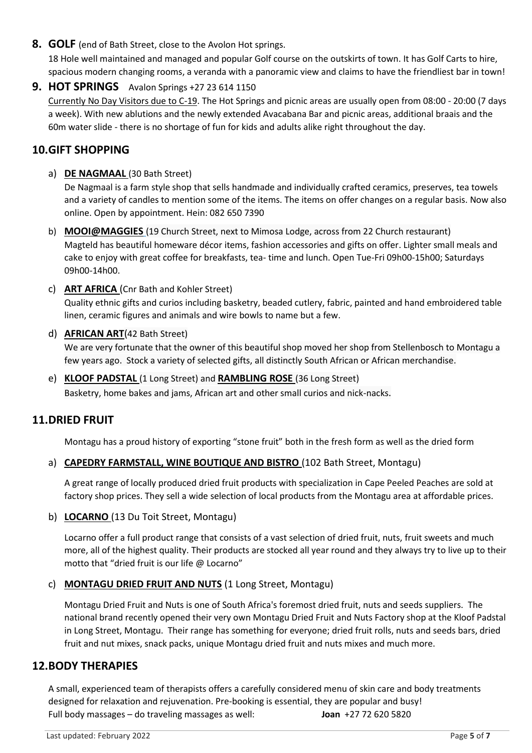## 8. GOLF (end of Bath Street, close to the Avolon Hot springs.

18 Hole well maintained and managed and popular Golf course on the outskirts of town. It has Golf Carts to hire, spacious modern changing rooms, a veranda with a panoramic view and claims to have the friendliest bar in town!

## 9. HOT SPRINGS Avalon Springs +27 23 614 1150

Currently No Day Visitors due to C-19. The Hot Springs and picnic areas are usually open from 08:00 - 20:00 (7 days a week). With new ablutions and the newly extended Avacabana Bar and picnic areas, additional braais and the 60m water slide - there is no shortage of fun for kids and adults alike right throughout the day.

## 10. GIFT SHOPPING

a) **DE NAGMAAL** (30 Bath Street)

De Nagmaal is a farm style shop that sells handmade and individually crafted ceramics, preserves, tea towels and a variety of candles to mention some of the items. The items on offer changes on a regular basis. Now also online. Open by appointment. Hein: 082 650 7390

b) **MOOI@MAGGIES** (19 Church Street, next to Mimosa Lodge, across from 22 Church restaurant)

Magteld has beautiful homeware décor items, fashion accessories and gifts on offer. Lighter small meals and cake to enjoy with great coffee for breakfasts, tea- time and lunch. Open Tue-Fri 09h00-15h00; Saturdays 09h00-14h00.

c) **ART AFRICA** (Cnr Bath and Kohler Street)

Quality ethnic gifts and curios including basketry, beaded cutlery, fabric, painted and hand embroidered table linen, ceramic figures and animals and wire bowls to name but a few.

d) **AFRICAN ART**(42 Bath Street)

We are very fortunate that the owner of this beautiful shop moved her shop from Stellenbosch to Montagu a few years ago. Stock a variety of selected gifts, all distinctly South African or African merchandise.

e) **KLOOF PADSTAL** (1 Long Street) and **RAMBLING ROSE** (36 Long Street)

Basketry, home bakes and jams, African art and other small curios and nick-nacks.

## 11. DRIED FRUIT

Montagu has a proud history of exporting "stone fruit" both in the fresh form as well as the dried form

a) **CAPEDRY FARMSTALL, WINE BOUTIQUE AND BISTRO** (102 Bath Street, Montagu)

A great range of locally produced dried fruit products with specialization in Cape Peeled Peaches are sold at factory shop prices. They sell a wide selection of local products from the Montagu area at affordable prices.

b) **LOCARNO** (13 Du Toit Street, Montagu)

Locarno offer a full product range that consists of a vast selection of dried fruit, nuts, fruit sweets and much more, all of the highest quality. Their products are stocked all year round and they always try to live up to their motto that "dried fruit is our life @ Locarno"

c) **MONTAGU DRIED FRUIT AND NUTS** (1 Long Street, Montagu)

Montagu Dried Fruit and Nuts is one of South Africa's foremost dried fruit, nuts and seeds suppliers. The national brand recently opened their very own Montagu Dried Fruit and Nuts Factory shop at the Kloof Padstal in Long Street, Montagu. Their range has something for everyone; dried fruit rolls, nuts and seeds bars, dried fruit and nut mixes, snack packs, unique Montagu dried fruit and nuts mixes and much more.

## 12. BODY THERAPIES

A small, experienced team of therapists offers a carefully considered menu of skin care and body treatments designed for relaxation and rejuvenation. Pre-booking is essential, they are popular and busy!

Full body massages – do traveling massages as well: **Joan** +27 72 620 5820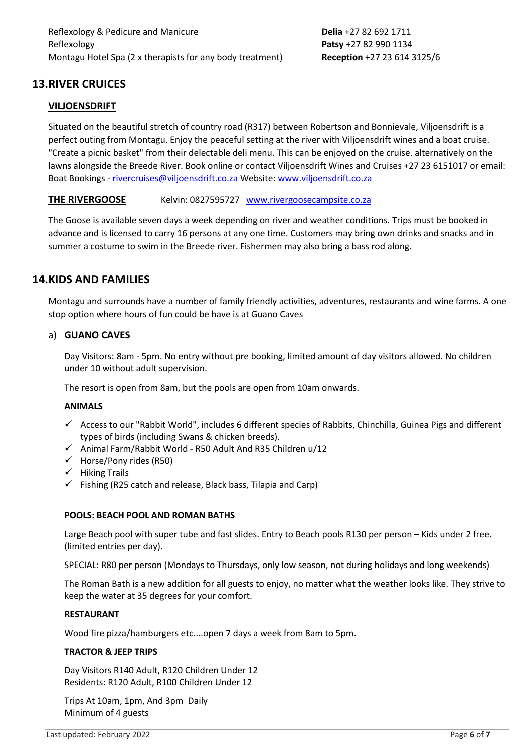| | |
|---|---|
| Reflexology & Pedicure and Manicure | **Delia** +27 82 692 1711 |
| Reflexology | **Patsy** +27 82 990 1134 |
| Montagu Hotel Spa (2 x therapists for any body treatment) | **Reception** +27 23 614 3125/6 |

## 13. RIVER CRUICES

### VILJOENSDRIFT

Situated on the beautiful stretch of country road (R317) between Robertson and Bonnievale, Viljoensdrift is a perfect outing from Montagu. Enjoy the peaceful setting at the river with Viljoensdrift wines and a boat cruise. "Create a picnic basket" from their delectable deli menu. This can be enjoyed on the cruise. alternatively on the lawns alongside the Breede River. Book online or contact Viljoensdrift Wines and Cruises +27 23 6151017 or email: Boat Bookings - rivercruises@viljoensdrift.co.za Website: www.viljoensdrift.co.za

### THE RIVERGOOSE

Kelvin: 0827595727 www.rivergoosecampsite.co.za

The Goose is available seven days a week depending on river and weather conditions. Trips must be booked in advance and is licensed to carry 16 persons at any one time. Customers may bring own drinks and snacks and in summer a costume to swim in the Breede river. Fishermen may also bring a bass rod along.

## 14. KIDS AND FAMILIES

Montagu and surrounds have a number of family friendly activities, adventures, restaurants and wine farms. A one stop option where hours of fun could be have is at Guano Caves

### a) GUANO CAVES

Day Visitors: 8am - 5pm. No entry without pre booking, limited amount of day visitors allowed. No children under 10 without adult supervision.

The resort is open from 8am, but the pools are open from 10am onwards.

#### ANIMALS

- ✓ Access to our "Rabbit World", includes 6 different species of Rabbits, Chinchilla, Guinea Pigs and different types of birds (including Swans & chicken breeds).
- ✓ Animal Farm/Rabbit World - R50 Adult And R35 Children u/12
- ✓ Horse/Pony rides (R50)
- ✓ Hiking Trails
- ✓ Fishing (R25 catch and release, Black bass, Tilapia and Carp)

#### POOLS: BEACH POOL AND ROMAN BATHS

Large Beach pool with super tube and fast slides. Entry to Beach pools R130 per person – Kids under 2 free. (limited entries per day).

SPECIAL: R80 per person (Mondays to Thursdays, only low season, not during holidays and long weekends)

The Roman Bath is a new addition for all guests to enjoy, no matter what the weather looks like. They strive to keep the water at 35 degrees for your comfort.

#### RESTAURANT

Wood fire pizza/hamburgers etc....open 7 days a week from 8am to 5pm.

#### TRACTOR & JEEP TRIPS

Day Visitors R140 Adult, R120 Children Under 12
Residents: R120 Adult, R100 Children Under 12

Trips At 10am, 1pm, And 3pm Daily
Minimum of 4 guests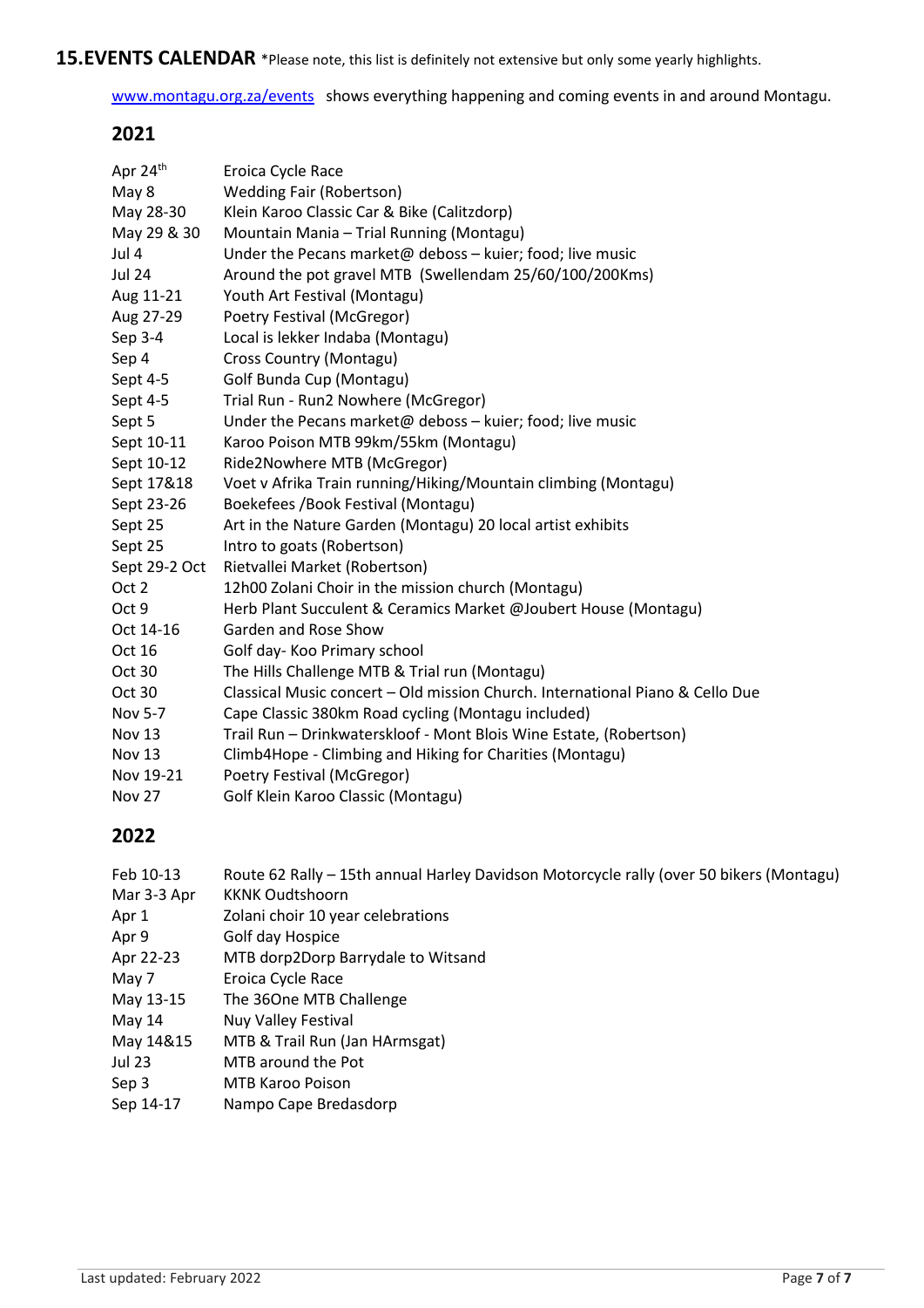## 15.EVENTS CALENDAR

*Please note, this list is definitely not extensive but only some yearly highlights.

www.montagu.org.za/events shows everything happening and coming events in and around Montagu.

### 2021

| | |
|---|---|
| Apr 24th | Eroica Cycle Race |
| May 8 | Wedding Fair (Robertson) |
| May 28-30 | Klein Karoo Classic Car & Bike (Calitzdorp) |
| May 29 & 30 | Mountain Mania – Trial Running (Montagu) |
| Jul 4 | Under the Pecans market@ deboss – kuier; food; live music |
| Jul 24 | Around the pot gravel MTB (Swellendam 25/60/100/200Kms) |
| Aug 11-21 | Youth Art Festival (Montagu) |
| Aug 27-29 | Poetry Festival (McGregor) |
| Sep 3-4 | Local is lekker Indaba (Montagu) |
| Sep 4 | Cross Country (Montagu) |
| Sept 4-5 | Golf Bunda Cup (Montagu) |
| Sept 4-5 | Trial Run - Run2 Nowhere (McGregor) |
| Sept 5 | Under the Pecans market@ deboss – kuier; food; live music |
| Sept 10-11 | Karoo Poison MTB 99km/55km (Montagu) |
| Sept 10-12 | Ride2Nowhere MTB (McGregor) |
| Sept 17&18 | Voet v Afrika Train running/Hiking/Mountain climbing (Montagu) |
| Sept 23-26 | Boekefees /Book Festival (Montagu) |
| Sept 25 | Art in the Nature Garden (Montagu) 20 local artist exhibits |
| Sept 25 | Intro to goats (Robertson) |
| Sept 29-2 Oct | Rietvallei Market (Robertson) |
| Oct 2 | 12h00 Zolani Choir in the mission church (Montagu) |
| Oct 9 | Herb Plant Succulent & Ceramics Market @Joubert House (Montagu) |
| Oct 14-16 | Garden and Rose Show |
| Oct 16 | Golf day- Koo Primary school |
| Oct 30 | The Hills Challenge MTB & Trial run (Montagu) |
| Oct 30 | Classical Music concert – Old mission Church. International Piano & Cello Due |
| Nov 5-7 | Cape Classic 380km Road cycling (Montagu included) |
| Nov 13 | Trail Run – Drinkwaterskloof - Mont Blois Wine Estate, (Robertson) |
| Nov 13 | Climb4Hope - Climbing and Hiking for Charities (Montagu) |
| Nov 19-21 | Poetry Festival (McGregor) |
| Nov 27 | Golf Klein Karoo Classic (Montagu) |

### 2022

| | |
|---|---|
| Feb 10-13 | Route 62 Rally – 15th annual Harley Davidson Motorcycle rally (over 50 bikers (Montagu) |
| Mar 3-3 Apr | KKNK Oudtshoorn |
| Apr 1 | Zolani choir 10 year celebrations |
| Apr 9 | Golf day Hospice |
| Apr 22-23 | MTB dorp2Dorp Barrydale to Witsand |
| May 7 | Eroica Cycle Race |
| May 13-15 | The 36One MTB Challenge |
| May 14 | Nuy Valley Festival |
| May 14&15 | MTB & Trail Run (Jan HArmsgat) |
| Jul 23 | MTB around the Pot |
| Sep 3 | MTB Karoo Poison |
| Sep 14-17 | Nampo Cape Bredasdorp |

Last updated: February 2022